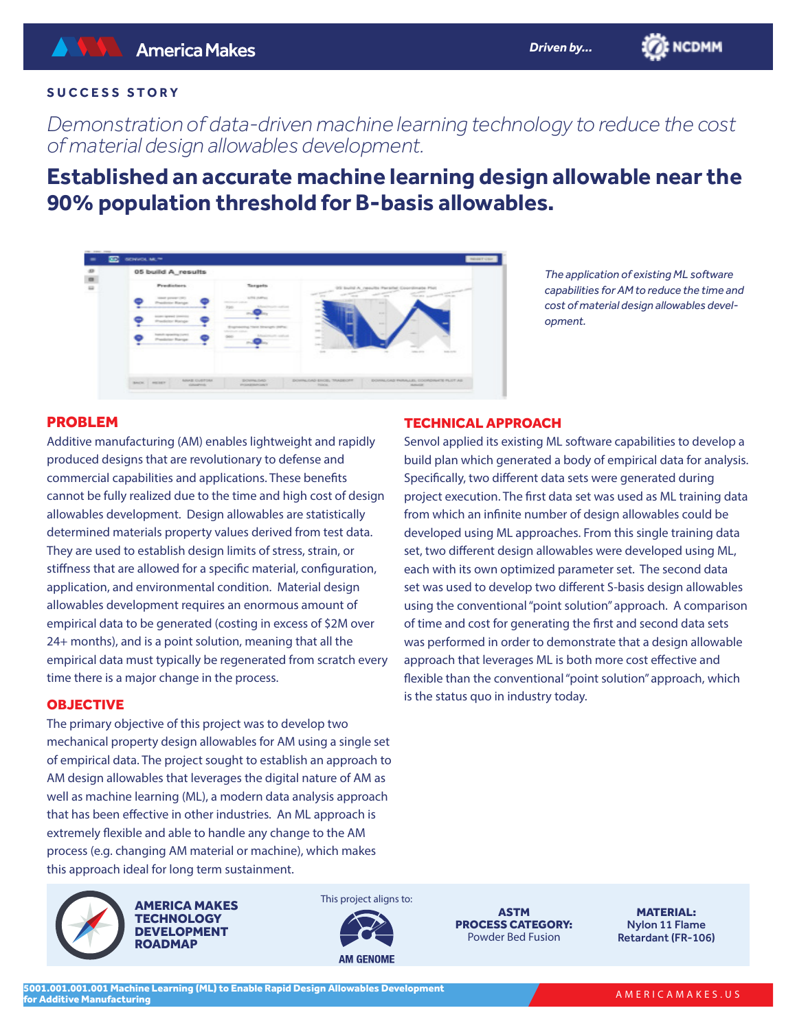America Makes

Driven by... NCDMM

SUCCESS STORY

# *Demonstration of data-driven machine learning technology to reduce the cost of material design allowables development.*

## Established an accurate machine learning design allowable near the 90% population threshold for B-basis allowables.

*The application of existing ML software capabilities for AM to reduce the time and cost of material design allowables development.*

### PROBLEM

Additive manufacturing (AM) enables lightweight and rapidly produced designs that are revolutionary to defense and commercial capabilities and applications. These benefits cannot be fully realized due to the time and high cost of design allowables development. Design allowables are statistically determined materials property values derived from test data. They are used to establish design limits of stress, strain, or stiffness that are allowed for a specific material, configuration, application, and environmental condition. Material design allowables development requires an enormous amount of empirical data to be generated (costing in excess of $2M over 24+ months), and is a point solution, meaning that all the empirical data must typically be regenerated from scratch every time there is a major change in the process.

### OBJECTIVE

The primary objective of this project was to develop two mechanical property design allowables for AM using a single set of empirical data. The project sought to establish an approach to AM design allowables that leverages the digital nature of AM as well as machine learning (ML), a modern data analysis approach that has been effective in other industries. An ML approach is extremely flexible and able to handle any change to the AM process (e.g. changing AM material or machine), which makes this approach ideal for long term sustainment.

### TECHNICAL APPROACH

Senvol applied its existing ML software capabilities to develop a build plan which generated a body of empirical data for analysis. Specifically, two different data sets were generated during project execution. The first data set was used as ML training data from which an infinite number of design allowables could be developed using ML approaches. From this single training data set, two different design allowables were developed using ML, each with its own optimized parameter set. The second data set was used to develop two different S-basis design allowables using the conventional "point solution" approach. A comparison of time and cost for generating the first and second data sets was performed in order to demonstrate that a design allowable approach that leverages ML is both more cost effective and flexible than the conventional "point solution" approach, which is the status quo in industry today.

**AMERICA MAKES TECHNOLOGY DEVELOPMENT ROADMAP**

This project aligns to: **AM GENOME**

**ASTM PROCESS CATEGORY:** Powder Bed Fusion

**MATERIAL:** Nylon 11 Flame Retardant (FR-106)

**5001.001.001.001 Machine Learning (ML) to Enable Rapid Design Allowables Development for Additive Manufacturing**

AMERICAMAKES.US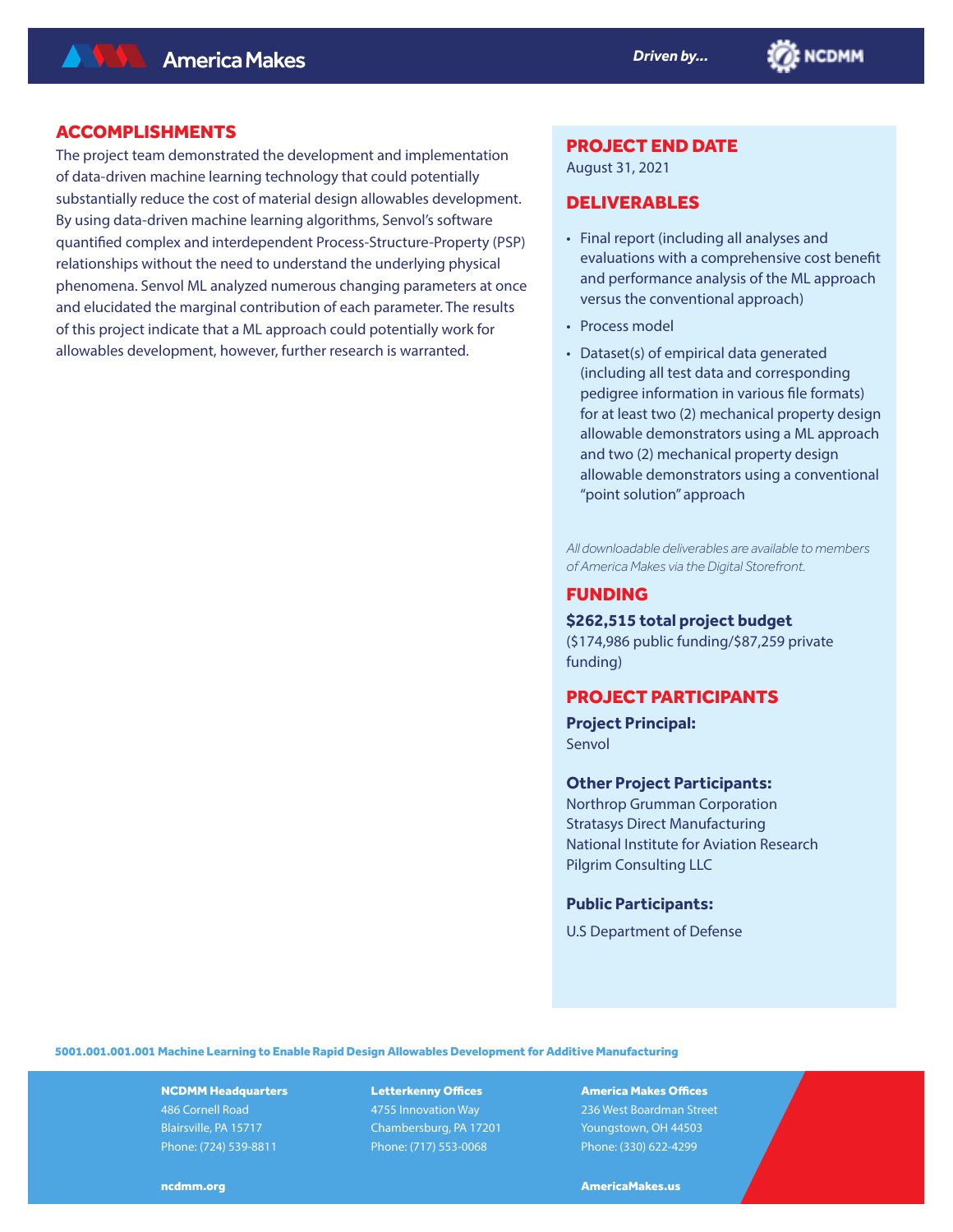## ACCOMPLISHMENTS

The project team demonstrated the development and implementation of data-driven machine learning technology that could potentially substantially reduce the cost of material design allowables development. By using data-driven machine learning algorithms, Senvol's software quantified complex and interdependent Process-Structure-Property (PSP) relationships without the need to understand the underlying physical phenomena. Senvol ML analyzed numerous changing parameters at once and elucidated the marginal contribution of each parameter. The results of this project indicate that a ML approach could potentially work for allowables development, however, further research is warranted.

## PROJECT END DATE

August 31, 2021

## DELIVERABLES

- Final report (including all analyses and evaluations with a comprehensive cost benefit and performance analysis of the ML approach versus the conventional approach)
- Process model
- Dataset(s) of empirical data generated (including all test data and corresponding pedigree information in various file formats) for at least two (2) mechanical property design allowable demonstrators using a ML approach and two (2) mechanical property design allowable demonstrators using a conventional "point solution" approach

*All downloadable deliverables are available to members of America Makes via the Digital Storefront.*

## FUNDING

**$262,515 total project budget**
($174,986 public funding/$87,259 private funding)

## PROJECT PARTICIPANTS

**Project Principal:**
Senvol

**Other Project Participants:**
Northrop Grumman Corporation
Stratasys Direct Manufacturing
National Institute for Aviation Research
Pilgrim Consulting LLC

**Public Participants:**
U.S Department of Defense

**5001.001.001.001 Machine Learning to Enable Rapid Design Allowables Development for Additive Manufacturing**

**NCDMM Headquarters**
486 Cornell Road
Blairsville, PA 15717
Phone: (724) 539-8811

**Letterkenny Offices**
4755 Innovation Way
Chambersburg, PA 17201
Phone: (717) 553-0068

**America Makes Offices**
236 West Boardman Street
Youngstown, OH 44503
Phone: (330) 622-4299

**ncdmm.org**

**AmericaMakes.us**